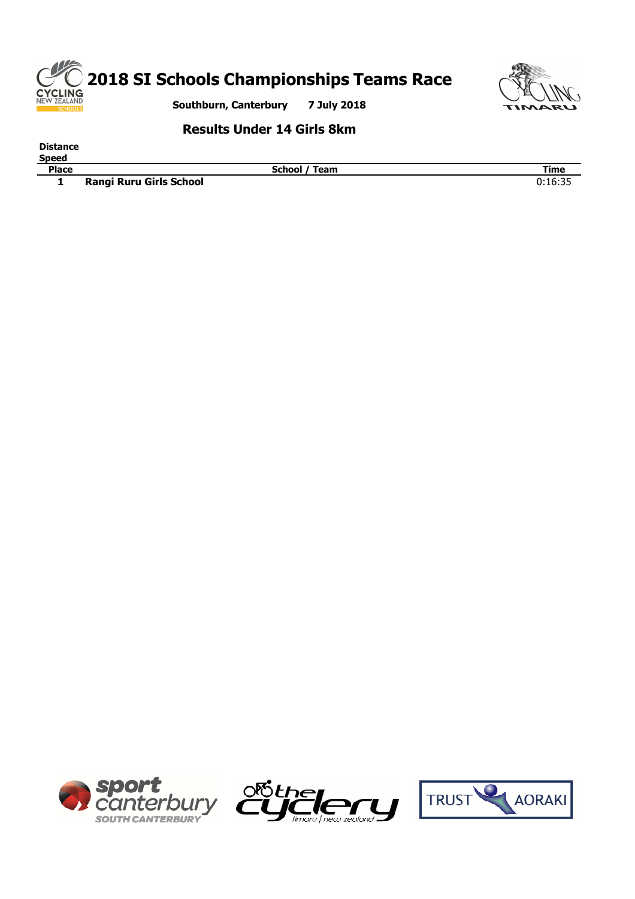# 2018 SI Schools Championships Teams Race

**Southburn, Canterbury** **7 July 2018**

## Results Under 14 Girls 8km

**Distance**
**Speed**

| Place | School / Team | Time |
|---|---|---|
| 1 | **Rangi Ruru Girls School** | 0:16:35 |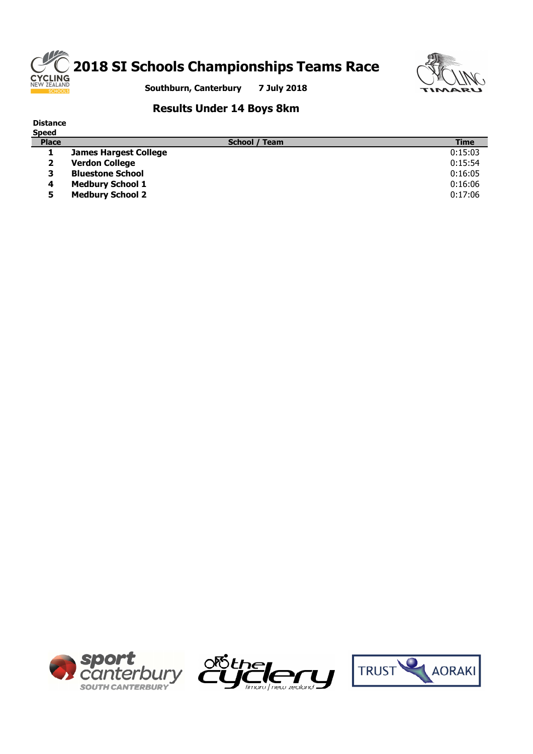# 2018 SI Schools Championships Teams Race

**Southburn, Canterbury 7 July 2018**

## Results Under 14 Boys 8km

**Distance**

**Speed**

| Place | School / Team | Time |
|---|---|---|
| 1 | James Hargest College | 0:15:03 |
| 2 | Verdon College | 0:15:54 |
| 3 | Bluestone School | 0:16:05 |
| 4 | Medbury School 1 | 0:16:06 |
| 5 | Medbury School 2 | 0:17:06 |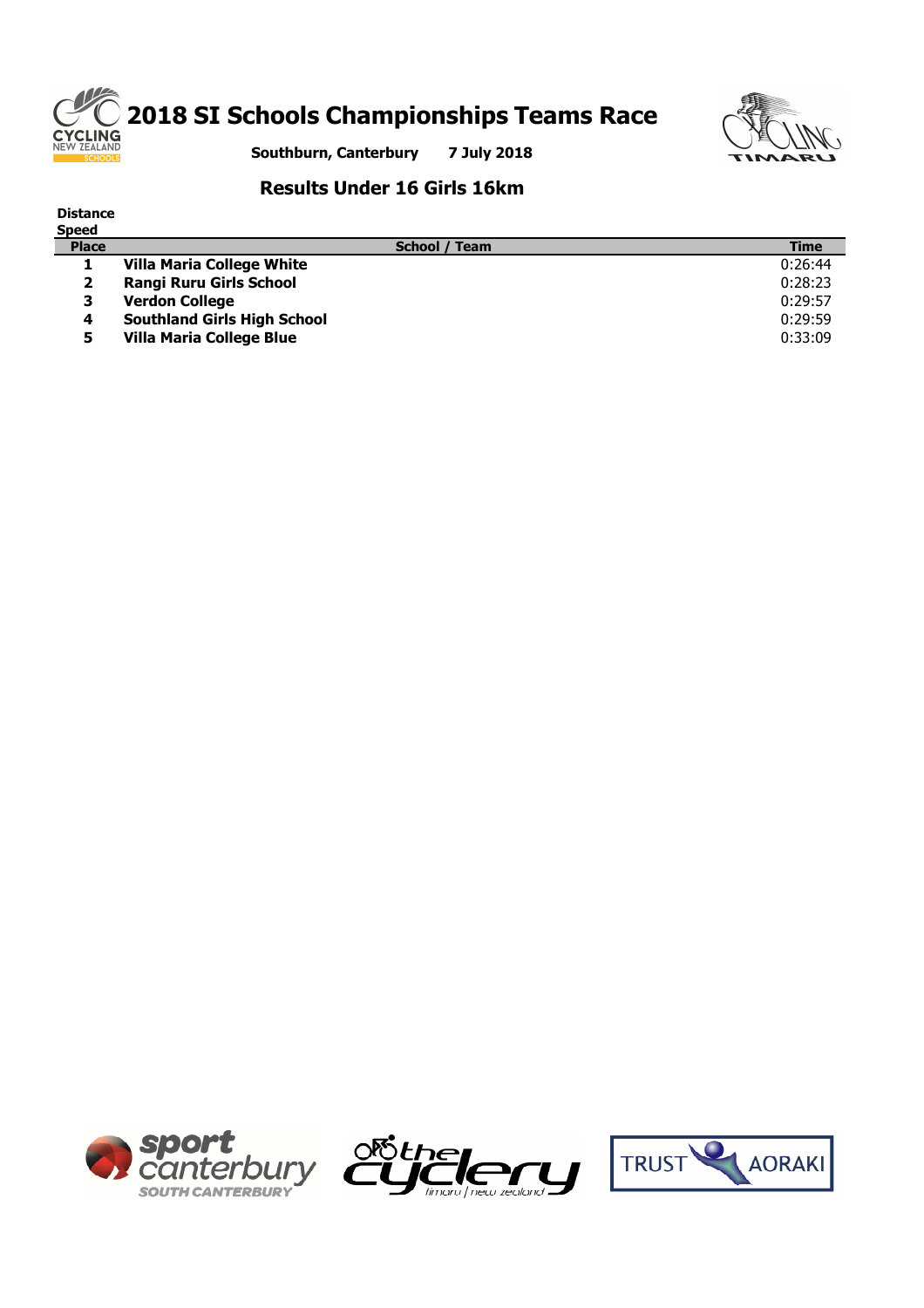# 2018 SI Schools Championships Teams Race

**Southburn, Canterbury 7 July 2018**

## Results Under 16 Girls 16km

**Distance**
**Speed**

| Place | School / Team | Time |
|---|---|---|
| 1 | Villa Maria College White | 0:26:44 |
| 2 | Rangi Ruru Girls School | 0:28:23 |
| 3 | Verdon College | 0:29:57 |
| 4 | Southland Girls High School | 0:29:59 |
| 5 | Villa Maria College Blue | 0:33:09 |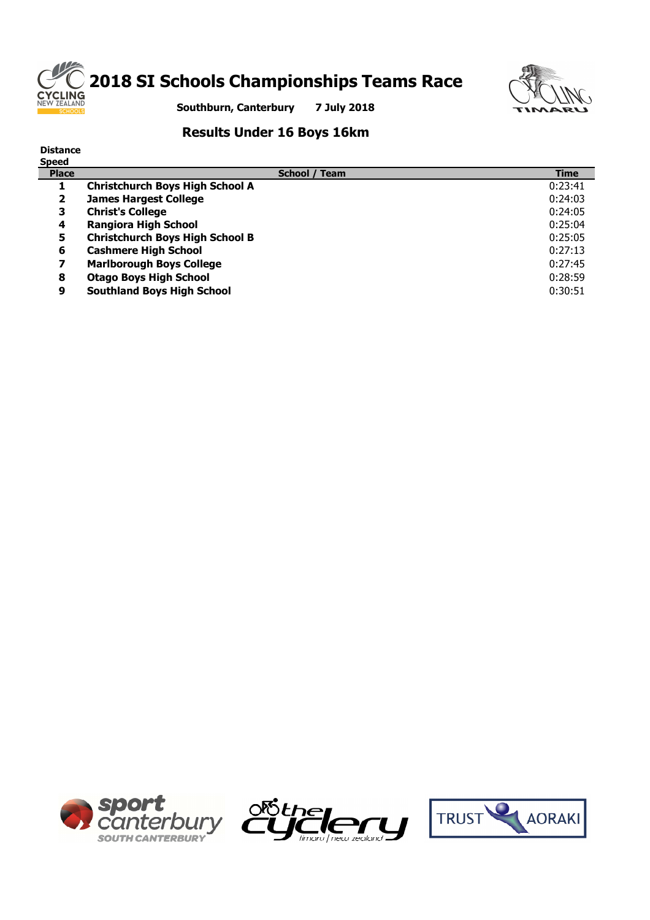# 2018 SI Schools Championships Teams Race

**Southburn, Canterbury 7 July 2018**

## Results Under 16 Boys 16km

**Distance**
**Speed**

| Place | School / Team | Time |
|---|---|---|
| 1 | Christchurch Boys High School A | 0:23:41 |
| 2 | James Hargest College | 0:24:03 |
| 3 | Christ's College | 0:24:05 |
| 4 | Rangiora High School | 0:25:04 |
| 5 | Christchurch Boys High School B | 0:25:05 |
| 6 | Cashmere High School | 0:27:13 |
| 7 | Marlborough Boys College | 0:27:45 |
| 8 | Otago Boys High School | 0:28:59 |
| 9 | Southland Boys High School | 0:30:51 |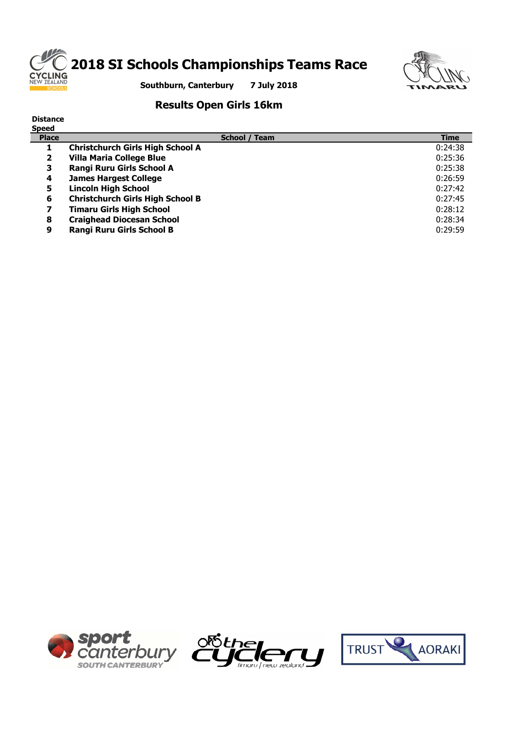# 2018 SI Schools Championships Teams Race

**Southburn, Canterbury 7 July 2018**

## Results Open Girls 16km

**Distance**
**Speed**

| Place | School / Team | Time |
|---|---|---|
| 1 | **Christchurch Girls High School A** | 0:24:38 |
| 2 | **Villa Maria College Blue** | 0:25:36 |
| 3 | **Rangi Ruru Girls School A** | 0:25:38 |
| 4 | **James Hargest College** | 0:26:59 |
| 5 | **Lincoln High School** | 0:27:42 |
| 6 | **Christchurch Girls High School B** | 0:27:45 |
| 7 | **Timaru Girls High School** | 0:28:12 |
| 8 | **Craighead Diocesan School** | 0:28:34 |
| 9 | **Rangi Ruru Girls School B** | 0:29:59 |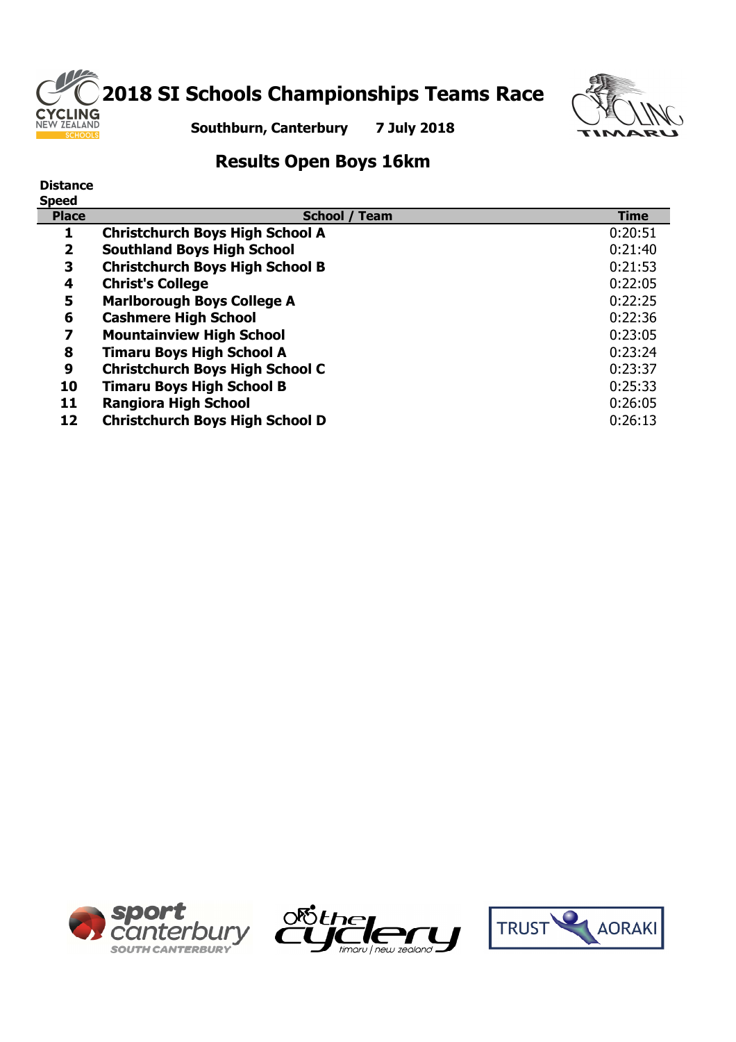# 2018 SI Schools Championships Teams Race

**Southburn, Canterbury 7 July 2018**

## Results Open Boys 16km

**Distance**
**Speed**

| Place | School / Team | Time |
|---|---|---|
| 1 | Christchurch Boys High School A | 0:20:51 |
| 2 | Southland Boys High School | 0:21:40 |
| 3 | Christchurch Boys High School B | 0:21:53 |
| 4 | Christ's College | 0:22:05 |
| 5 | Marlborough Boys College A | 0:22:25 |
| 6 | Cashmere High School | 0:22:36 |
| 7 | Mountainview High School | 0:23:05 |
| 8 | Timaru Boys High School A | 0:23:24 |
| 9 | Christchurch Boys High School C | 0:23:37 |
| 10 | Timaru Boys High School B | 0:25:33 |
| 11 | Rangiora High School | 0:26:05 |
| 12 | Christchurch Boys High School D | 0:26:13 |